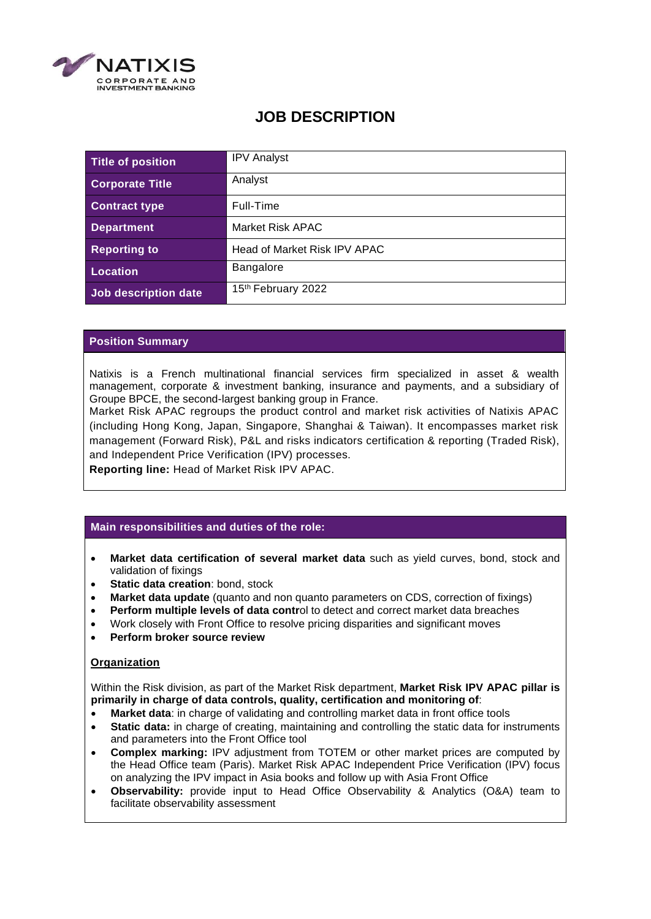# JOB DESCRIPTION

| | |
|---|---|
| **Title of position** | IPV Analyst |
| **Corporate Title** | Analyst |
| **Contract type** | Full-Time |
| **Department** | Market Risk APAC |
| **Reporting to** | Head of Market Risk IPV APAC |
| **Location** | Bangalore |
| **Job description date** | 15th February 2022 |

## Position Summary

Natixis is a French multinational financial services firm specialized in asset & wealth management, corporate & investment banking, insurance and payments, and a subsidiary of Groupe BPCE, the second-largest banking group in France.
Market Risk APAC regroups the product control and market risk activities of Natixis APAC (including Hong Kong, Japan, Singapore, Shanghai & Taiwan). It encompasses market risk management (Forward Risk), P&L and risks indicators certification & reporting (Traded Risk), and Independent Price Verification (IPV) processes.
**Reporting line:** Head of Market Risk IPV APAC.

## Main responsibilities and duties of the role:

- **Market data certification of several market data** such as yield curves, bond, stock and validation of fixings
- **Static data creation**: bond, stock
- **Market data update** (quanto and non quanto parameters on CDS, correction of fixings)
- **Perform multiple levels of data contr**ol to detect and correct market data breaches
- Work closely with Front Office to resolve pricing disparities and significant moves
- **Perform broker source review**

### Organization

Within the Risk division, as part of the Market Risk department, **Market Risk IPV APAC pillar is primarily in charge of data controls, quality, certification and monitoring of**:

- **Market data**: in charge of validating and controlling market data in front office tools
- **Static data:** in charge of creating, maintaining and controlling the static data for instruments and parameters into the Front Office tool
- **Complex marking:** IPV adjustment from TOTEM or other market prices are computed by the Head Office team (Paris). Market Risk APAC Independent Price Verification (IPV) focus on analyzing the IPV impact in Asia books and follow up with Asia Front Office
- **Observability:** provide input to Head Office Observability & Analytics (O&A) team to facilitate observability assessment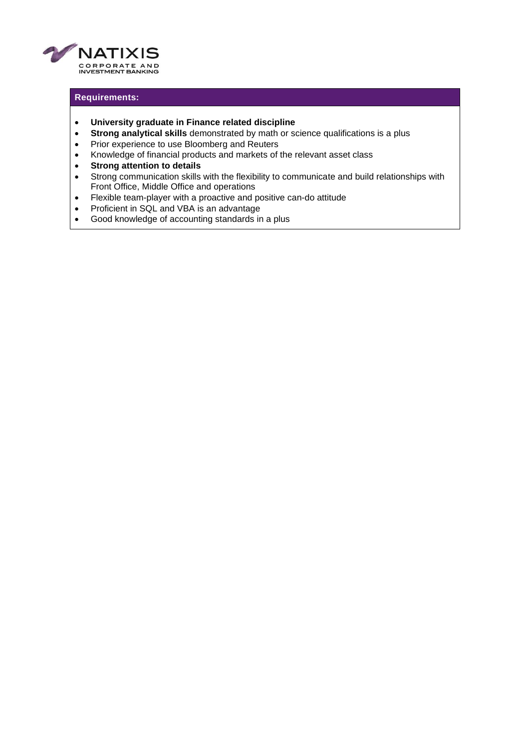## Requirements:

- **University graduate in Finance related discipline**
- **Strong analytical skills** demonstrated by math or science qualifications is a plus
- Prior experience to use Bloomberg and Reuters
- Knowledge of financial products and markets of the relevant asset class
- **Strong attention to details**
- Strong communication skills with the flexibility to communicate and build relationships with Front Office, Middle Office and operations
- Flexible team-player with a proactive and positive can-do attitude
- Proficient in SQL and VBA is an advantage
- Good knowledge of accounting standards in a plus